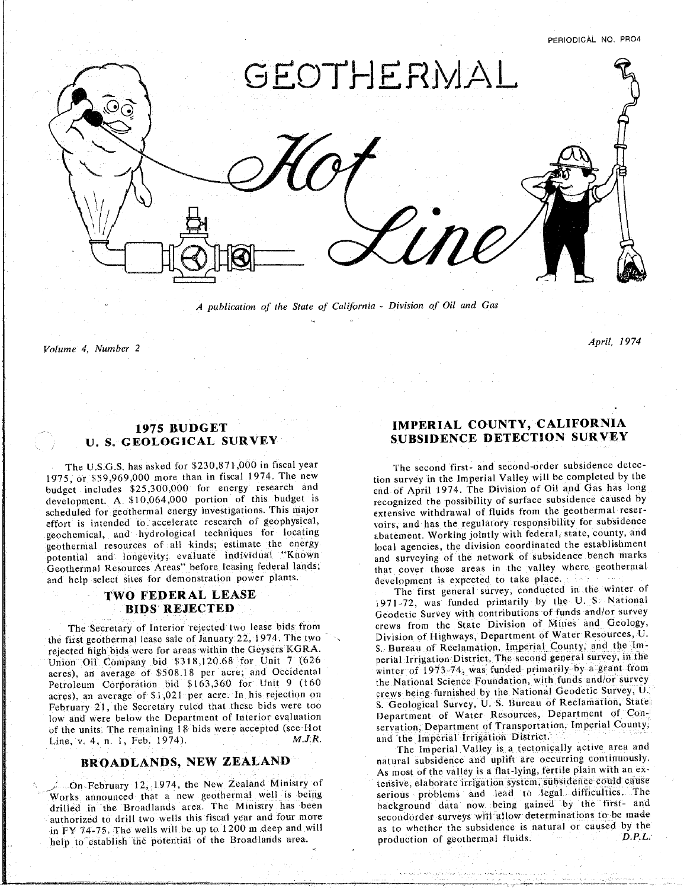PERIODICAL NO. PR04

# GEOTHERMAL Hot Line

*A publication of the State of California - Division of Oil and Gas*

*Volume 4, Number 2*

*April, 1974*

## 1975 BUDGET U. S. GEOLOGICAL SURVEY

The U.S.G.S. has asked for $230,871,000 in fiscal year 1975, or $59,969,000 more than in fiscal 1974. The new budget includes $25,300,000 for energy research and development. A $10,064,000 portion of this budget is scheduled for geothermal energy investigations. This major effort is intended to accelerate research of geophysical, geochemical, and hydrological techniques for locating geothermal resources of all kinds; estimate the energy potential and longevity; evaluate individual "Known Geothermal Resources Areas" before leasing federal lands; and help select sites for demonstration power plants.

## TWO FEDERAL LEASE BIDS REJECTED

The Secretary of Interior rejected two lease bids from the first geothermal lease sale of January 22, 1974. The two rejected high bids were for areas within the Geysers KGRA. Union Oil Company bid $318,120.68 for Unit 7 (626 acres), an average of $508.18 per acre; and Occidental Petroleum Corporation bid $163,360 for Unit 9 (160 acres), an average of $1,021 per acre. In his rejection on February 21, the Secretary ruled that these bids were too low and were below the Department of Interior evaluation of the units. The remaining 18 bids were accepted (see Hot Line, v. 4, n. 1, Feb. 1974). *M.J.R.*

## BROADLANDS, NEW ZEALAND

On February 12, 1974, the New Zealand Ministry of Works announced that a new geothermal well is being drilled in the Broadlands area. The Ministry has been authorized to drill two wells this fiscal year and four more in FY 74-75. The wells will be up to 1200 m deep and will help to establish the potential of the Broadlands area.

## IMPERIAL COUNTY, CALIFORNIA SUBSIDENCE DETECTION SURVEY

The second first- and second-order subsidence detection survey in the Imperial Valley will be completed by the end of April 1974. The Division of Oil and Gas has long recognized the possibility of surface subsidence caused by extensive withdrawal of fluids from the geothermal reservoirs, and has the regulatory responsibility for subsidence abatement. Working jointly with federal, state, county, and local agencies, the division coordinated the establishment and surveying of the network of subsidence bench marks that cover those areas in the valley where geothermal development is expected to take place.

The first general survey, conducted in the winter of 1971-72, was funded primarily by the U. S. National Geodetic Survey with contributions of funds and/or survey crews from the State Division of Mines and Geology, Division of Highways, Department of Water Resources, U. S. Bureau of Reclamation, Imperial County, and the Imperial Irrigation District. The second general survey, in the winter of 1973-74, was funded primarily by a grant from the National Science Foundation, with funds and/or survey crews being furnished by the National Geodetic Survey, U. S. Geological Survey, U. S. Bureau of Reclamation, State Department of Water Resources, Department of Conservation, Department of Transportation, Imperial County, and the Imperial Irrigation District.

The Imperial Valley is a tectonically active area and natural subsidence and uplift are occurring continuously. As most of the valley is a flat-lying, fertile plain with an extensive, elaborate irrigation system, subsidence could cause serious problems and lead to legal difficulties. The background data now being gained by the first- and secondorder surveys will allow determinations to be made as to whether the subsidence is natural or caused by the production of geothermal fluids. *D.P.L.*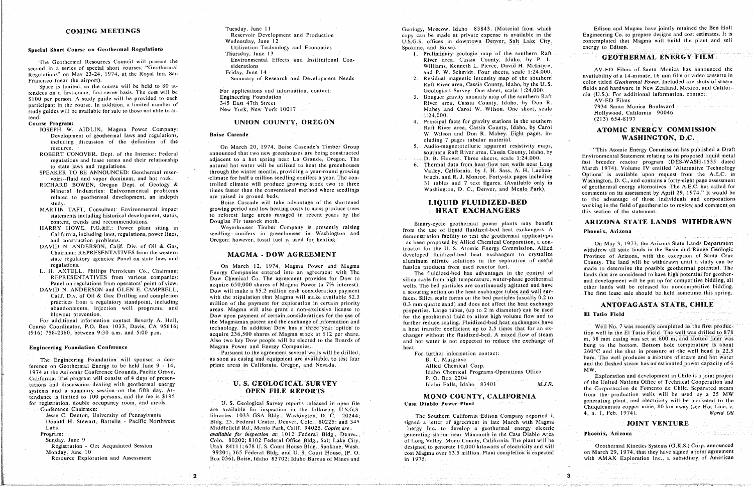## COMING MEETINGS

### Special Short Course on Geothermal Regulations

The Geothermal Resources Council will present the second in a series of special short courses, "Geothermal Regulations" on May 23-24, 1974, at the Royal Inn, San Francisco (near the airport).

Space is limited, so the course will be held to 80 attendees on a first-come, first-serve basis. The cost will be $100 per person. A study guide will be provided to each participant in the course. In addition, a limited number of study guides will be available for sale to those not able to attend.

**Course Program:**

- JOSEPH W. AIDLIN, Magma Power Company: Development of geothermal laws and regulations, including discussion of the definition of the resource.
- ROBERT CONOVER, Dept. of the Interior: Federal regulations and lease terms and their relationship to state laws and regulations.
- SPEAKER TO BE ANNOUNCED: Geothermal reservoirs–fluid and vapor dominant, and hot rock.
- RICHARD BOWEN, Oregon Dept. of Geology & Mineral Industries: Enivornmental problems related to geothermal development, an indepth study.
- MARTIN TAFT, Consultant: Environmental impact statements including historical development, status, content, trends and recommendations.
- HARRY HOWE, P.G.&E.: Power plant siting in California, including laws, regulations, power lines, and construction problems.
- DAVID N. ANDERSON, Calif. Div. of Oil & Gas, Chairman; REPRESENTATIVES from the western state regulatory agencies: Panel on state laws and regulations.
- L. H. AXTELL, Phillips Petroleum Co., Chairman: REPRESENTATIVES from various companies: Panel on regulations from operators' point of view.
- DAVID N. ANDERSON and GLEN E. CAMPBELL, Calif. Div. of Oil & Gas: Drilling and completion practices from a regulatory standpoint, including abandonments, injection well programs, and blowout prevention.

For additional information contact Beverly A. Hall, Course Coordinator, P.O. Box 1033, Davis, CA 95616; (916) 758-2360, between 9:30 a.m. and 5:00 p.m.

### Engineering Foundation Conference

The Engineering Foundation will sponsor a conference on Geothermal Energy to be held June 9 - 14, 1974 at the Asilomar Conference Grounds, Pacific Grove, California. The program will consist of 4 days of presentations and discussions dealing with geothermal energy systems and a summary session on the fifth day. Attendance is limited to 100 persons, and the fee is $195 for registration, double occupancy room, and meals.

Conference Chairmen:
Jesse C. Denton, University of Pennsylvania
Donald H. Stewart, Battelle - Pacific Northwest Labs.

Program:
Sunday, June 9
Registration - Get Acquainted Session
Monday, June 10
Resource Exploration and Assessment
Tuesday, June 11
Reservoir Development and Production
Wednesday, June 12
Utilization Technology and Economics
Thursday, June 13
Environmental Effects and Institutional Considerations
Friday, June 14
Summary of Research and Development Needs

For applications and information, contact:
Engineering Foundation
345 East 47th Street
New York, New York 10017

## UNION COUNTY, OREGON

### Boise Cascade

On March 20, 1974, Boise Cascade's Timber Group announced that two new greenhouses are being constructed adjacent to a hot spring near La Grande, Oregon. The natural hot water will be utilized to heat the greenhouses through the winter months, providing a year-round growing climate for half a million seedling conifers a year. The controlled climate will produce growing stock two to three times faster than the conventional method where seedlings are raised in ground beds.

Boise Cascade will take advantage of the shortened growing period and low heating costs to mass produce trees to reforest large areas ravaged in recent years by the Douglas Fir tussock moth.

Weyerhouser Timber Company is presently raising seedling conifers in greenhouses in Washington and Oregon; however, fossil fuel is used for heating.

## MAGMA - DOW AGREEMENT

On March 12, 1974, Magma Power and Magma Energy Companies entered into an agreement with The Dow Chemical Co. The agreement provides for Dow to acquire 650,000 shares of Magma Power (a 7% interest). Dow will make a $5.2 million cash consideration payment with the stipulation that Magma will make available $2.3 million of the payment for exploration in certain priority areas. Magma will also grant a non-exclusive license to Dow upon payment of certain considerations for the use of the Magmamax patent and the exchange of information and technology. In addition Dow has a three year option to acquire 236,500 shares of Magma stock at $12 per share. Also two key Dow people will be elected to the Boards of Magma Power and Energy Companies.

Pursuant to the agreement several wells will be drilled, as soon as casing and equipment are available, to test four prime areas in California, Oregon, and Nevada.

## U. S. GEOLOGICAL SURVEY OPEN FILE REPORTS

U. S. Geological Survey reports released in open file are available for inspection in the following U.S.G.S. libraries: 1033 GSA Bldg., Washington, D. C. 20244; Bldg. 25, Federal Center, Denver, Colo. 80225; and 345 Middlefield Rd., Menlo Park, Calif. 94025. *Copies are available for inspection at:* 1012 Federal Bldg., Denver, Colo. 80202; 8102 Federal Office Bldg., Salt Lake City, Utah 84111; 678 U. S. Court House Bldg., Spokane, Wash. 99201; 365 Federal Bldg. and U. S. Court House, (P. O. Box 036), Boise, Idaho 83702; Idaho Bureau of Mines and Geology, Moscow, Idaho 83843. (Material from which copy can be made at private expense is available in the U.S.G.S. offices in downtown Denver, Salt Lake City, Spokane, and Boise).

1. Preliminary geologic map of the southern Raft River area, Cassia County, Idaho, by P. L. Williams, Kenneth L. Pierce, David H. McIntyre, and P. W. Schmidt. Four sheets, scale 1:24,000.
2. Residual magnetic intensity map of the southern Raft River area, Cassia County, Idaho, by the U. S. Geological Survey. One sheet, scale 1:24,000.
3. Bouguer gravity anomaly map of the southern Raft River area, Cassia County, Idaho, by Don R. Mabey and Carol W. Wilson. One sheet, scale 1:24,000.
4. Principal facts for gravity stations in the southern Raft River area, Cassia County, Idaho, by Carol W. Wilson and Don R. Mabey. Eight pages, including 7 pages tabular material.
5. Audio-magnetotelluric apparent resistivity maps, southern Raft River area, Cassia County, Idaho, by D. B. Hoover. Three sheets, scale 1:24,000.
6. Thermal data from heat-flow test wells near Long Valley, California, by J. H. Sass, A. H. Lachenbruch, and R. J. Monroe. Forty-six pages including 31 tables and 7 text figures. (Available only in Washington, D. C., Denver, and Menlo Park).

## LIQUID FLUIDIZED-BED HEAT EXCHANGERS

Binary-cycle geothermal power plants may benefit from the use of liquid fluidized-bed heat exchangers. A demonstration facility to test the geothermal applications as been proposed by Allied Chemical Corporation, a contractor for the U. S. Atomic Energy Commission. Allied developed fluidized-bed heat exchangers to crystalize aluminum nitrate solutions in the separation of useful fussion products from used reactor fuel.

The fluidized-bed has advantages in the control of silica scale from high temperature, water-phase geothermal wells. The bed particles are continuously agitated and have a scouring action on the heat exchanger tubes and wall surfaces. Silica scale forms on the bed particles (usually 0.2 to 0.3 mm quartz sand) and does not affect the heat exchange properties. Large tubes, (up to 2 m diameter) can be used for the geothermal fluid to allow high volume flow and to further reduce scaling. Fluidized-bed heat exchangers have a heat transfer coefficient up to 2.5 times that for an exchanger without the fluidized-bed. A mixed flow of steam and hot water is not expected to reduce the exchange of heat.

For further information contact:
B. C. Musgrave
Allied Chemical Corp.
Idaho Chemical Programs-Operations Office
P. O. Box 2204
Idaho Falls, Idaho 83401

*M.J.R.*

## MONO COUNTY, CALIFORNIA

### Casa Diablo Power Plant

The Southern California Edison Company reported it signed a letter of agreement in late March with Magma Energy Inc. to develop a geothermal energy electric generating station near Mammoth in the Casa Diablo Area of Long Valley, Mono County, California. The plant will be designed to generate 10,000 kilowatts of electricity and will cost Magma over $3.5 million. Plant completion is expected in 1975.

Edison and Magma have jointly retained the Ben Holt Engineering Co. to prepare designs and cost estimates. It is contemplated that Magma will build the plant and sell energy to Edison.

## GEOTHERMAL ENERGY FILM

AV-ED Films of Santa Monica has announced the availability of a 14-minute, 16-mm film or video cassette in color titled *Geothermal Power.* Included are shots of steam fields and hardware in New Zealand, Mexico, and California (U.S.). For additional information, contact:
AV-ED Films
7934 Santa Monica Boulevard
Hollywood, California 90046
(213) 654-8197

## ATOMIC ENERGY COMMISSION WASHINGTON, D.C.

"This Atomic Energy Commission has published a Draft Environmental Statement relating to its proposed liquid metal fast breeder reactor program (DES-WASH-1535 dated March 1974). Volume IV entitled 'Alternative Technology Options' is available upon request from the A.E.C. in Washington, D. C., and contains a forty-eight page assessment of geothermal energy alternatives. The A.E.C. has called for comments on its assessment by April 29, 1974." It would be to the advantage of those individuals and corporations working in the field of geothermics to review and comment on this section of the statement.

## ARIZONA STATE LANDS WITHDRAWN

### Phoenix, Arizona

On May 3, 1973, the Arizona State Lands Department withdrew all state lands in the Basin and Range Geologic Province of Arizona, with the exception of Santa Cruz County. The land will be withdrawn until a study can be made to determine the possible geothermal potential. The lands that are considered to have high potential for geothermal development will be put up for competitive bidding, all other lands will be released for noncompetitive bidding. The first lease sale should be held sometime this spring.

## ANTOFAGASTA STATE, CHILE

### El Tatio Field

Well No. 7 was recently completed as the first production well in the El Tatio Field. The well was drilled to 878 m, 38 mm casing was set at 600 m, and slotted liner was hung to the bottom. Bottom hole temperature is about 260°C and the shut in pressure at the well head is 22.5 bars. The well produces a mixture of steam and hot water and the flashed steam has an estimated power capacity of 6 MW.

Exploration and development in Chile is a joint project of the United Nations Office of Technical Cooperation and the Corporaccion de Fomento de Chile. Separated steam from the production wells will be used by a 25 MW generating plant, and electricity will be marketed to the Chuquicamata copper mine, 80 km away (see Hot Line, v. 4, n. 1, Feb. 1974). *World Oil*

## JOINT VENTURE

### Phoenix, Arizona

Geothermal Kinetics Systems (G.K.S.) Corp. announced on March 29, 1974, that they have signed a joint agreement with AMAX Exploration Inc., a subsidiary of American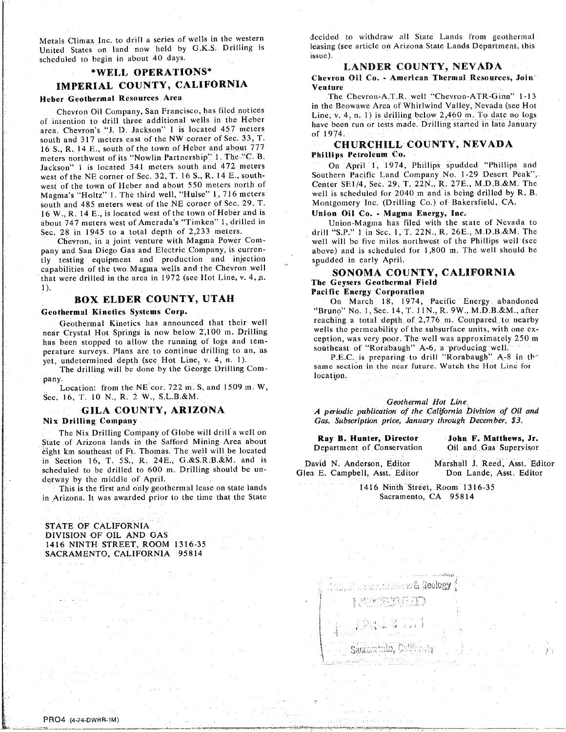Metals Climax Inc. to drill a series of wells in the western United States on land now held by G.K.S. Drilling is scheduled to begin in about 40 days.

## *WELL OPERATIONS*

## IMPERIAL COUNTY, CALIFORNIA

### Heber Geothermal Resources Area

Chevron Oil Company, San Francisco, has filed notices of intention to drill three additional wells in the Heber area. Chevron's "J. D. Jackson" 1 is located 457 meters south and 317 meters east of the NW corner of Sec. 33, T. 16 S., R. 14 E., south of the town of Heber and about 777 meters northwest of its "Nowlin Partnership" 1. The "C. B. Jackson" 1 is located 341 meters south and 472 meters west of the NE corner of Sec. 32, T. 16 S., R. 14 E., southwest of the town of Heber and about 550 meters north of Magma's "Holtz" 1. The third well, "Hulse" 1, 716 meters south and 485 meters west of the NE corner of Sec. 29, T. 16 W., R. 14 E., is located west of the town of Heber and is about 747 meters west of Amerada's "Timken" 1, drilled in Sec. 28 in 1945 to a total depth of 2,233 meters.

Chevron, in a joint venture with Magma Power Company and San Diego Gas and Electric Company, is currently testing equipment and production and injection capabilities of the two Magma wells and the Chevron well that were drilled in the area in 1972 (see Hot Line, v. 4, n. 1).

## BOX ELDER COUNTY, UTAH

### Geothermal Kinetics Systems Corp.

Geothermal Kinetics has announced that their well near Crystal Hot Springs is now below 2,100 m. Drilling has been stopped to allow the running of logs and temperature surveys. Plans are to continue drilling to an, as yet, undetermined depth (see Hot Line, v. 4, n. 1).

The drilling will be done by the George Drilling Company.

Location: from the NE cor. 722 m. S, and 1509 m. W, Sec. 16, T. 10 N., R. 2 W., S.L.B.&M.

## GILA COUNTY, ARIZONA

### Nix Drilling Company

The Nix Drilling Company of Globe will drill a well on State of Arizona lands in the Safford Mining Area about eight km southeast of Ft. Thomas. The well will be located in Section 16, T. 5S., R. 24E., G.&S.R.B.&M. and is scheduled to be drilled to 600 m. Drilling should be underway by the middle of April.

This is the first and only geothermal lease on state lands in Arizona. It was awarded prior to the time that the State decided to withdraw all State Lands from geothermal leasing (see article on Arizona State Lands Department, this issue).

## LANDER COUNTY, NEVADA

### Chevron Oil Co. - American Thermal Resources, Joint Venture

The Chevron-A.T.R. well "Chevron-ATR-Ginn" 1-13 in the Beowawe Area of Whirlwind Valley, Nevada (see Hot Line, v. 4, n. 1) is drilling below 2,460 m. To date no logs have been run or tests made. Drilling started in late January of 1974.

## CHURCHILL COUNTY, NEVADA

### Phillips Petroleum Co.

On April 1, 1974, Phillips spudded "Phillips and Southern Pacific Land Company No. 1-29 Desert Peak", Center SE1/4, Sec. 29, T. 22N., R. 27E., M.D.B.&M. The well is scheduled for 2040 m and is being drilled by R. B. Montgomery Inc. (Drilling Co.) of Bakersfield, CA.

### Union Oil Co. - Magma Energy, Inc.

Union-Magma has filed with the state of Nevada to drill "S.P." 1 in Sec. 1, T. 22N., R. 26E., M.D.B.&M. The well will be five miles northwest of the Phillips well (see above) and is scheduled for 1,800 m. The well should be spudded in early April.

## SONOMA COUNTY, CALIFORNIA

### The Geysers Geothermal Field

### Pacific Energy Corporation

On March 18, 1974, Pacific Energy abandoned "Bruno" No. 1, Sec. 14, T. 11N., R. 9W., M.D.B.&M., after reaching a total depth of 2,776 m. Compared to nearby wells the permeability of the subsurface units, with one exception, was very poor. The well was approximately 250 m southeast of "Rorabaugh" A-6, a producing well.

P.E.C. is preparing to drill "Rorabaugh" A-8 in the same section in the near future. Watch the Hot Line for location.

*Geothermal Hot Line*
*A periodic publication of the California Division of Oil and Gas. Subscription price, January through December, $3.*

**Ray B. Hunter, Director**
Department of Conservation

**John F. Matthews, Jr.**
Oil and Gas Supervisor

David N. Anderson, Editor
Glen E. Campbell, Asst. Editor
Marshall J. Reed, Asst. Editor
Don Lande, Asst. Editor

1416 Ninth Street, Room 1316-35
Sacramento, CA 95814

STATE OF CALIFORNIA
DIVISION OF OIL AND GAS
1416 NINTH STREET, ROOM 1316-35
SACRAMENTO, CALIFORNIA 95814

... & Geology
RECEIVED
APR ...
Sacramento, California

PRO4 (4-74-DWRR-1M)